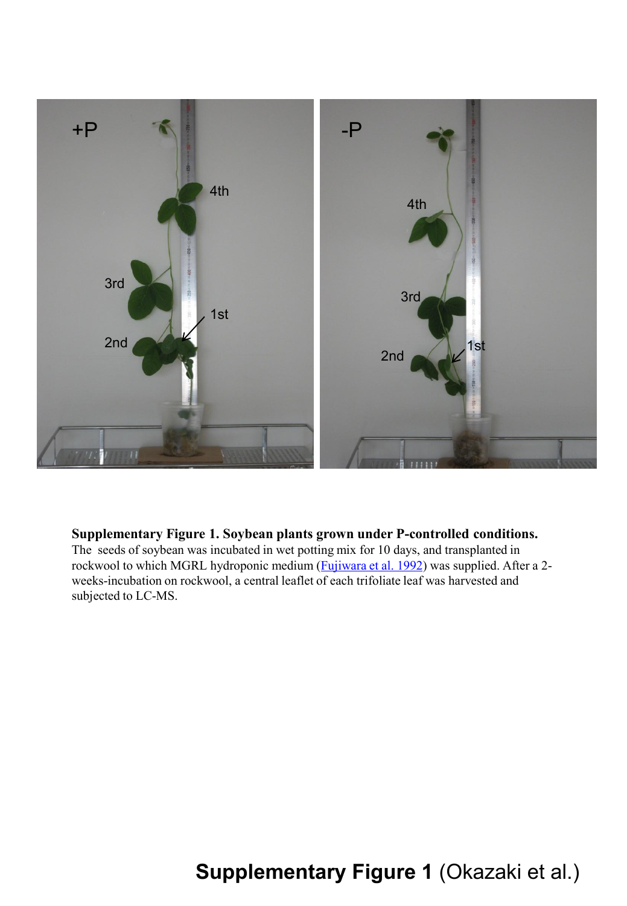**Supplementary Figure 1. Soybean plants grown under P-controlled conditions.** The seeds of soybean was incubated in wet potting mix for 10 days, and transplanted in rockwool to which MGRL hydroponic medium (Fujiwara et al. 1992) was supplied. After a 2-weeks-incubation on rockwool, a central leaflet of each trifoliate leaf was harvested and subjected to LC-MS.

**Supplementary Figure 1** (Okazaki et al.)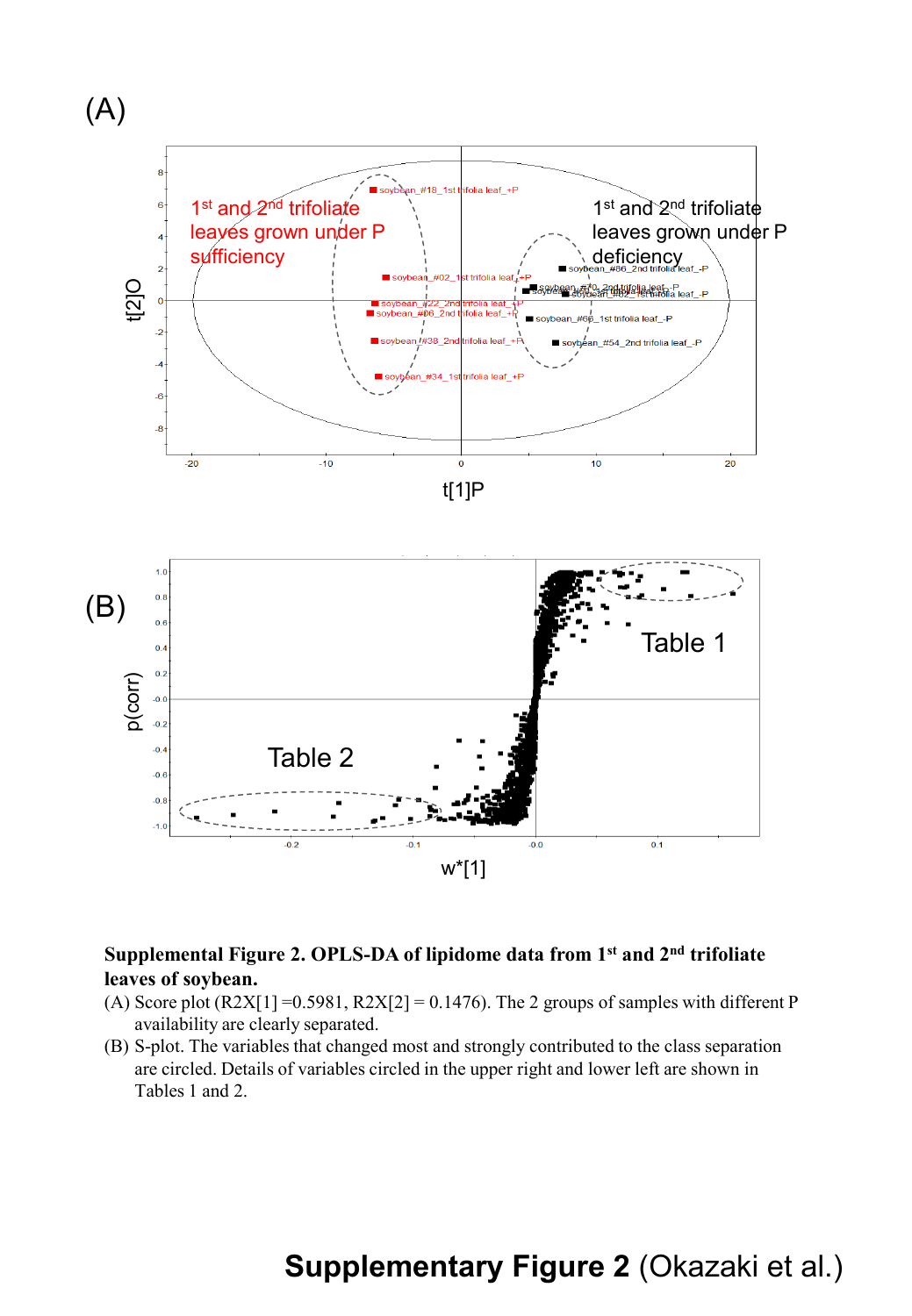**Supplemental Figure 2. OPLS-DA of lipidome data from 1st and 2nd trifoliate leaves of soybean.**

(A) Score plot (R2X[1] =0.5981, R2X[2] = 0.1476). The 2 groups of samples with different P availability are clearly separated.

(B) S-plot. The variables that changed most and strongly contributed to the class separation are circled. Details of variables circled in the upper right and lower left are shown in Tables 1 and 2.

**Supplementary Figure 2** (Okazaki et al.)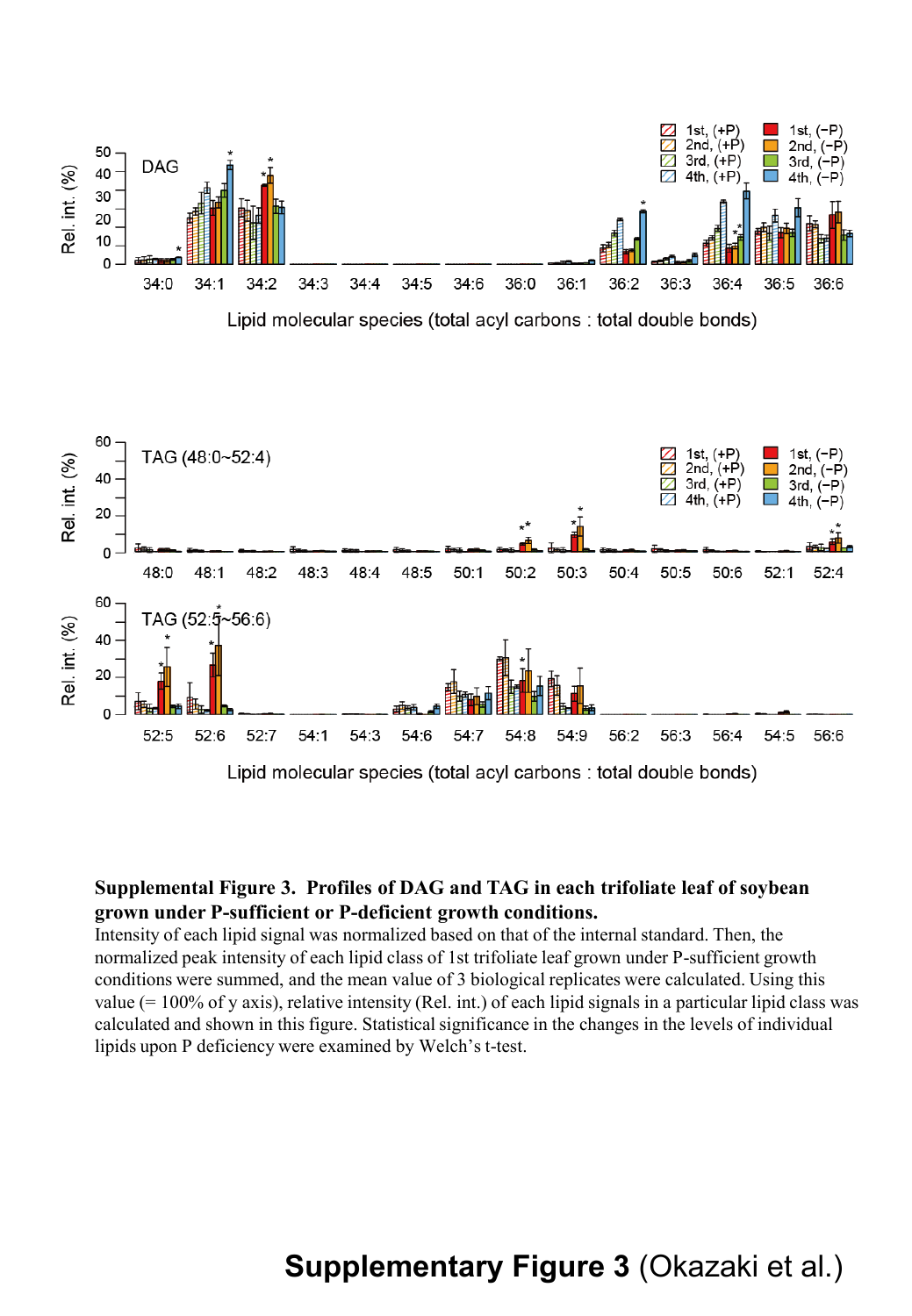DAG

50
40
30
20
10
0

Rel. int. (%)

1st, (+P)
2nd, (+P)
3rd, (+P)
4th, (+P)
1st, (−P)
2nd, (−P)
3rd, (−P)
4th, (−P)

34:0 34:1 34:2 34:3 34:4 34:5 34:6 36:0 36:1 36:2 36:3 36:4 36:5 36:6

Lipid molecular species (total acyl carbons : total double bonds)

TAG (48:0~52:4)

60
40
20
0

Rel. int. (%)

1st, (+P)
2nd, (+P)
3rd, (+P)
4th, (+P)
1st, (−P)
2nd, (−P)
3rd, (−P)
4th, (−P)

48:0 48:1 48:2 48:3 48:4 48:5 50:1 50:2 50:3 50:4 50:5 50:6 52:1 52:4

TAG (52:5~56:6)

60
40
20
0

Rel. int. (%)

52:5 52:6 52:7 54:1 54:3 54:6 54:7 54:8 54:9 56:2 56:3 56:4 54:5 56:6

Lipid molecular species (total acyl carbons : total double bonds)

**Supplemental Figure 3. Profiles of DAG and TAG in each trifoliate leaf of soybean grown under P-sufficient or P-deficient growth conditions.**
Intensity of each lipid signal was normalized based on that of the internal standard. Then, the normalized peak intensity of each lipid class of 1st trifoliate leaf grown under P-sufficient growth conditions were summed, and the mean value of 3 biological replicates were calculated. Using this value (= 100% of y axis), relative intensity (Rel. int.) of each lipid signals in a particular lipid class was calculated and shown in this figure. Statistical significance in the changes in the levels of individual lipids upon P deficiency were examined by Welch's t-test.

**Supplementary Figure 3** (Okazaki et al.)